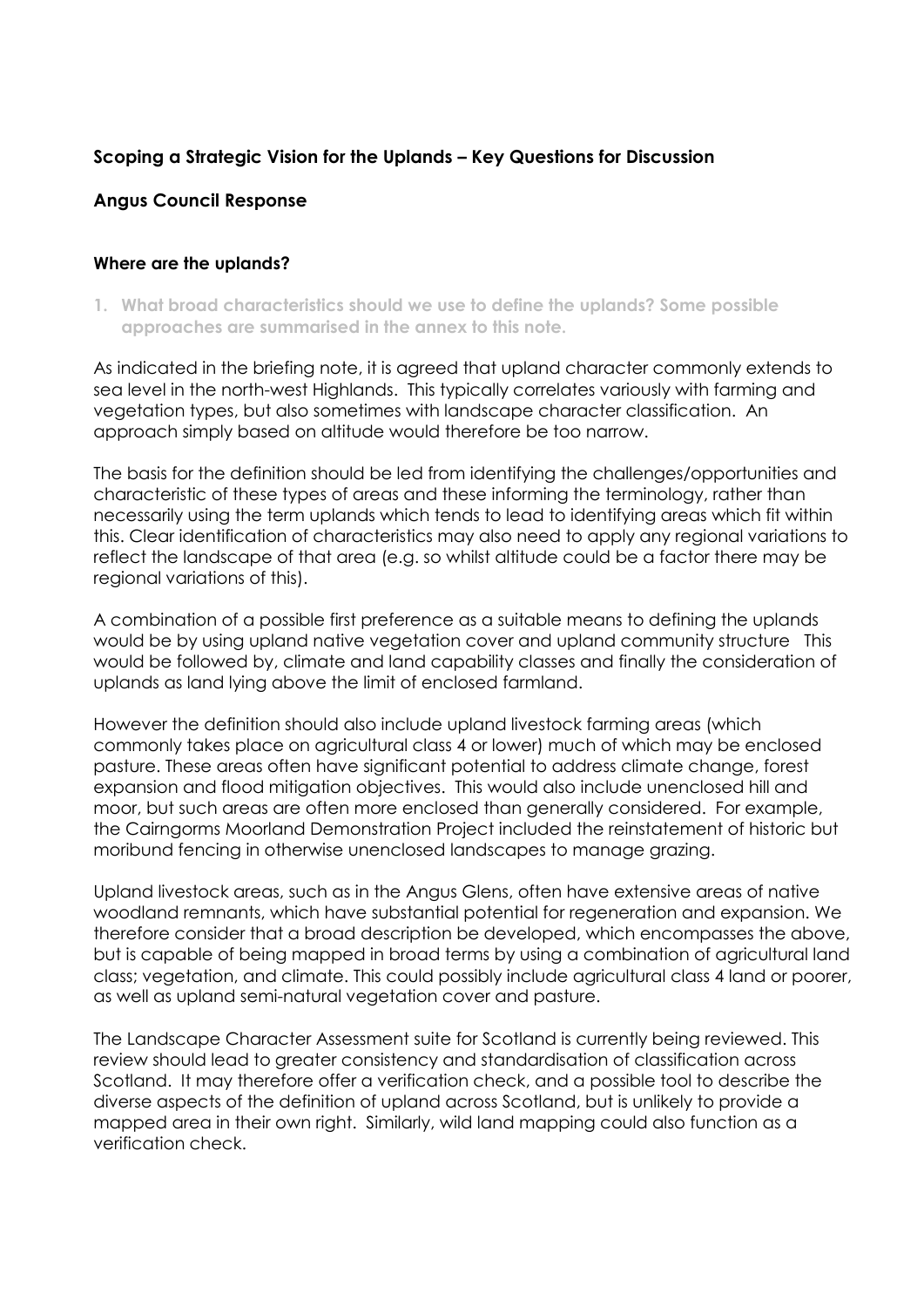### Scoping a Strategic Vision for the Uplands – Key Questions for Discussion

### Angus Council Response

#### Where are the uplands?

1. **What broad characteristics should we use to define the uplands? Some possible approaches are summarised in the annex to this note.**

As indicated in the briefing note, it is agreed that upland character commonly extends to sea level in the north-west Highlands. This typically correlates variously with farming and vegetation types, but also sometimes with landscape character classification. An approach simply based on altitude would therefore be too narrow.

The basis for the definition should be led from identifying the challenges/opportunities and characteristic of these types of areas and these informing the terminology, rather than necessarily using the term uplands which tends to lead to identifying areas which fit within this. Clear identification of characteristics may also need to apply any regional variations to reflect the landscape of that area (e.g. so whilst altitude could be a factor there may be regional variations of this).

A combination of a possible first preference as a suitable means to defining the uplands would be by using upland native vegetation cover and upland community structure This would be followed by, climate and land capability classes and finally the consideration of uplands as land lying above the limit of enclosed farmland.

However the definition should also include upland livestock farming areas (which commonly takes place on agricultural class 4 or lower) much of which may be enclosed pasture. These areas often have significant potential to address climate change, forest expansion and flood mitigation objectives. This would also include unenclosed hill and moor, but such areas are often more enclosed than generally considered. For example, the Cairngorms Moorland Demonstration Project included the reinstatement of historic but moribund fencing in otherwise unenclosed landscapes to manage grazing.

Upland livestock areas, such as in the Angus Glens, often have extensive areas of native woodland remnants, which have substantial potential for regeneration and expansion. We therefore consider that a broad description be developed, which encompasses the above, but is capable of being mapped in broad terms by using a combination of agricultural land class; vegetation, and climate. This could possibly include agricultural class 4 land or poorer, as well as upland semi-natural vegetation cover and pasture.

The Landscape Character Assessment suite for Scotland is currently being reviewed. This review should lead to greater consistency and standardisation of classification across Scotland. It may therefore offer a verification check, and a possible tool to describe the diverse aspects of the definition of upland across Scotland, but is unlikely to provide a mapped area in their own right. Similarly, wild land mapping could also function as a verification check.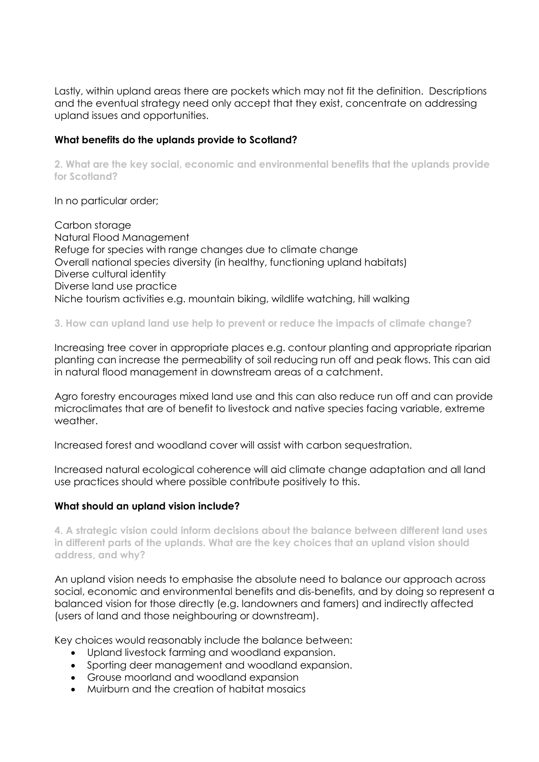Lastly, within upland areas there are pockets which may not fit the definition. Descriptions and the eventual strategy need only accept that they exist, concentrate on addressing upland issues and opportunities.

**What benefits do the uplands provide to Scotland?**

**2. What are the key social, economic and environmental benefits that the uplands provide for Scotland?**

In no particular order;

Carbon storage
Natural Flood Management
Refuge for species with range changes due to climate change
Overall national species diversity (in healthy, functioning upland habitats)
Diverse cultural identity
Diverse land use practice
Niche tourism activities e.g. mountain biking, wildlife watching, hill walking

**3. How can upland land use help to prevent or reduce the impacts of climate change?**

Increasing tree cover in appropriate places e.g. contour planting and appropriate riparian planting can increase the permeability of soil reducing run off and peak flows. This can aid in natural flood management in downstream areas of a catchment.

Agro forestry encourages mixed land use and this can also reduce run off and can provide microclimates that are of benefit to livestock and native species facing variable, extreme weather.

Increased forest and woodland cover will assist with carbon sequestration.

Increased natural ecological coherence will aid climate change adaptation and all land use practices should where possible contribute positively to this.

**What should an upland vision include?**

**4. A strategic vision could inform decisions about the balance between different land uses in different parts of the uplands. What are the key choices that an upland vision should address, and why?**

An upland vision needs to emphasise the absolute need to balance our approach across social, economic and environmental benefits and dis-benefits, and by doing so represent a balanced vision for those directly (e.g. landowners and famers) and indirectly affected (users of land and those neighbouring or downstream).

Key choices would reasonably include the balance between:

- Upland livestock farming and woodland expansion.
- Sporting deer management and woodland expansion.
- Grouse moorland and woodland expansion
- Muirburn and the creation of habitat mosaics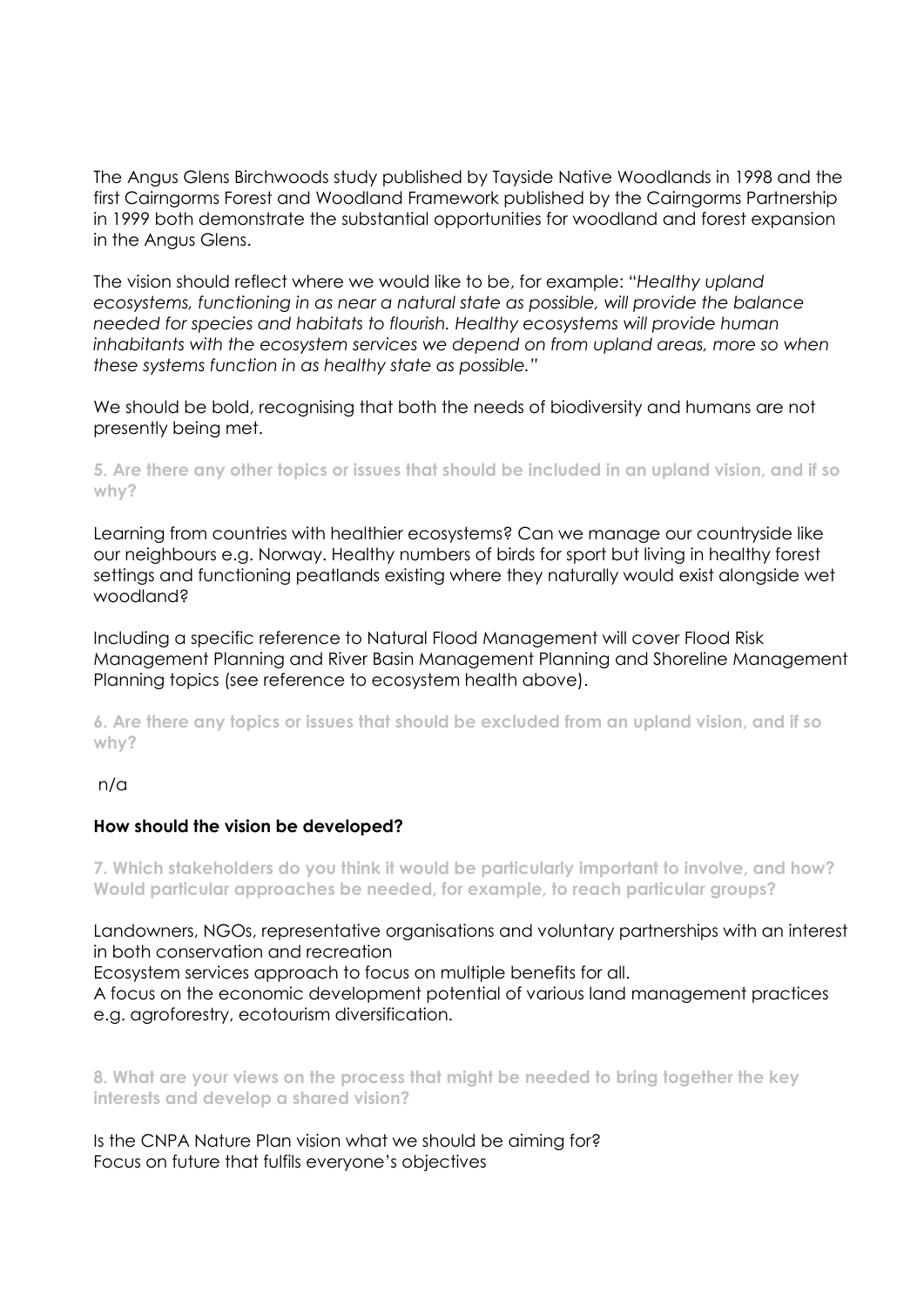The Angus Glens Birchwoods study published by Tayside Native Woodlands in 1998 and the first Cairngorms Forest and Woodland Framework published by the Cairngorms Partnership in 1999 both demonstrate the substantial opportunities for woodland and forest expansion in the Angus Glens.

The vision should reflect where we would like to be, for example: "*Healthy upland ecosystems, functioning in as near a natural state as possible, will provide the balance needed for species and habitats to flourish. Healthy ecosystems will provide human inhabitants with the ecosystem services we depend on from upland areas, more so when these systems function in as healthy state as possible.*"

We should be bold, recognising that both the needs of biodiversity and humans are not presently being met.

**5. Are there any other topics or issues that should be included in an upland vision, and if so why?**

Learning from countries with healthier ecosystems? Can we manage our countryside like our neighbours e.g. Norway. Healthy numbers of birds for sport but living in healthy forest settings and functioning peatlands existing where they naturally would exist alongside wet woodland?

Including a specific reference to Natural Flood Management will cover Flood Risk Management Planning and River Basin Management Planning and Shoreline Management Planning topics (see reference to ecosystem health above).

**6. Are there any topics or issues that should be excluded from an upland vision, and if so why?**

n/a

## How should the vision be developed?

**7. Which stakeholders do you think it would be particularly important to involve, and how? Would particular approaches be needed, for example, to reach particular groups?**

Landowners, NGOs, representative organisations and voluntary partnerships with an interest in both conservation and recreation
Ecosystem services approach to focus on multiple benefits for all.
A focus on the economic development potential of various land management practices e.g. agroforestry, ecotourism diversification.

**8. What are your views on the process that might be needed to bring together the key interests and develop a shared vision?**

Is the CNPA Nature Plan vision what we should be aiming for?
Focus on future that fulfils everyone's objectives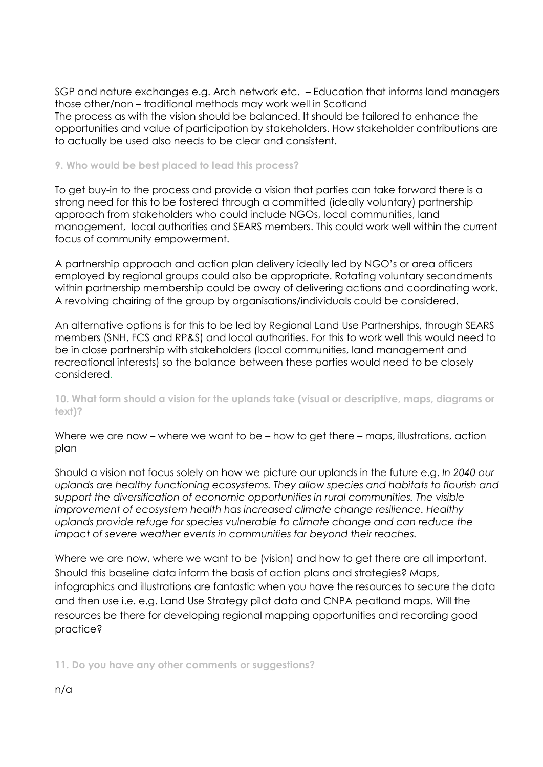SGP and nature exchanges e.g. Arch network etc. – Education that informs land managers those other/non – traditional methods may work well in Scotland
The process as with the vision should be balanced. It should be tailored to enhance the opportunities and value of participation by stakeholders. How stakeholder contributions are to actually be used also needs to be clear and consistent.

**9. Who would be best placed to lead this process?**

To get buy-in to the process and provide a vision that parties can take forward there is a strong need for this to be fostered through a committed (ideally voluntary) partnership approach from stakeholders who could include NGOs, local communities, land management, local authorities and SEARS members. This could work well within the current focus of community empowerment.

A partnership approach and action plan delivery ideally led by NGO's or area officers employed by regional groups could also be appropriate. Rotating voluntary secondments within partnership membership could be away of delivering actions and coordinating work. A revolving chairing of the group by organisations/individuals could be considered.

An alternative options is for this to be led by Regional Land Use Partnerships, through SEARS members (SNH, FCS and RP&S) and local authorities. For this to work well this would need to be in close partnership with stakeholders (local communities, land management and recreational interests) so the balance between these parties would need to be closely considered.

**10. What form should a vision for the uplands take (visual or descriptive, maps, diagrams or text)?**

Where we are now – where we want to be – how to get there – maps, illustrations, action plan

Should a vision not focus solely on how we picture our uplands in the future e.g. *In 2040 our uplands are healthy functioning ecosystems. They allow species and habitats to flourish and support the diversification of economic opportunities in rural communities. The visible improvement of ecosystem health has increased climate change resilience. Healthy uplands provide refuge for species vulnerable to climate change and can reduce the impact of severe weather events in communities far beyond their reaches.*

Where we are now, where we want to be (vision) and how to get there are all important. Should this baseline data inform the basis of action plans and strategies? Maps, infographics and illustrations are fantastic when you have the resources to secure the data and then use i.e. e.g. Land Use Strategy pilot data and CNPA peatland maps. Will the resources be there for developing regional mapping opportunities and recording good practice?

**11. Do you have any other comments or suggestions?**

n/a